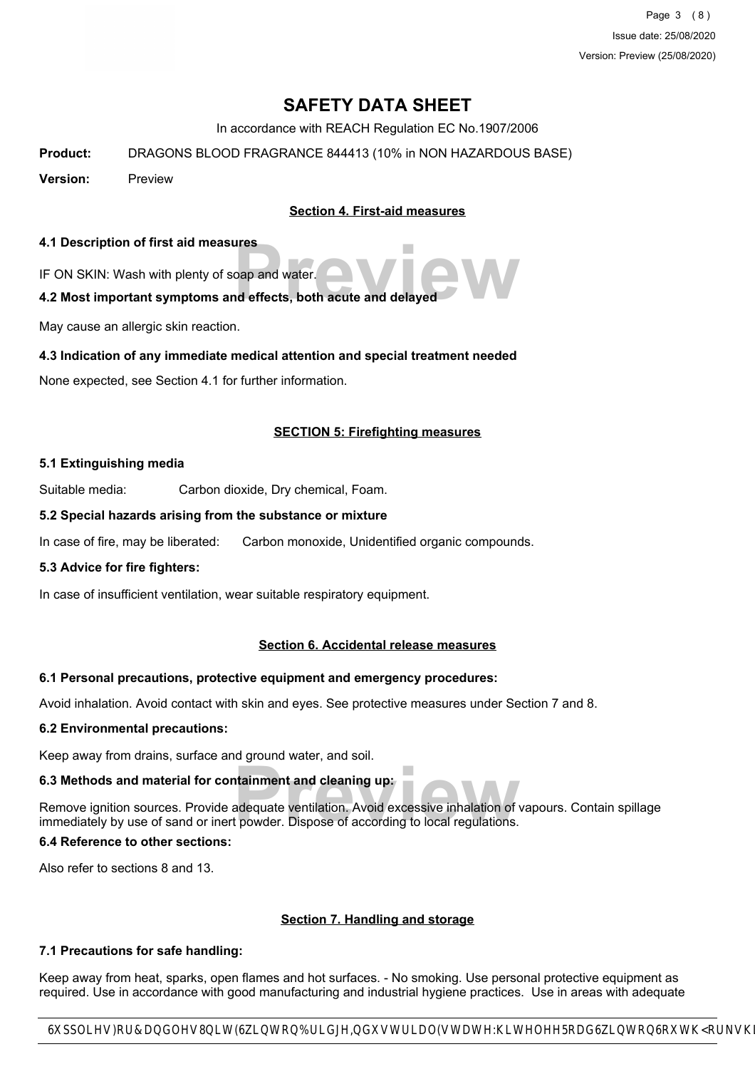# SAFETY DATA SHEET

In accordance with REACH Regulation EC No.1907/2006

**Product:** DRAGONS BLOOD FRAGRANCE 844413 (10% in NON HAZARDOUS BASE)

**Version:** Preview

## Section 4. First-aid measures

### 4.1 Description of first aid measures

IF ON SKIN: Wash with plenty of soap and water.

### 4.2 Most important symptoms and effects, both acute and delayed

May cause an allergic skin reaction.

### 4.3 Indication of any immediate medical attention and special treatment needed

None expected, see Section 4.1 for further information.

## SECTION 5: Firefighting measures

### 5.1 Extinguishing media

Suitable media: Carbon dioxide, Dry chemical, Foam.

### 5.2 Special hazards arising from the substance or mixture

In case of fire, may be liberated: Carbon monoxide, Unidentified organic compounds.

### 5.3 Advice for fire fighters:

In case of insufficient ventilation, wear suitable respiratory equipment.

## Section 6. Accidental release measures

### 6.1 Personal precautions, protective equipment and emergency procedures:

Avoid inhalation. Avoid contact with skin and eyes. See protective measures under Section 7 and 8.

### 6.2 Environmental precautions:

Keep away from drains, surface and ground water, and soil.

### 6.3 Methods and material for containment and cleaning up:

Remove ignition sources. Provide adequate ventilation. Avoid excessive inhalation of vapours. Contain spillage immediately by use of sand or inert powder. Dispose of according to local regulations.

### 6.4 Reference to other sections:

Also refer to sections 8 and 13.

## Section 7. Handling and storage

### 7.1 Precautions for safe handling:

Keep away from heat, sparks, open flames and hot surfaces. - No smoking. Use personal protective equipment as required. Use in accordance with good manufacturing and industrial hygiene practices. Use in areas with adequate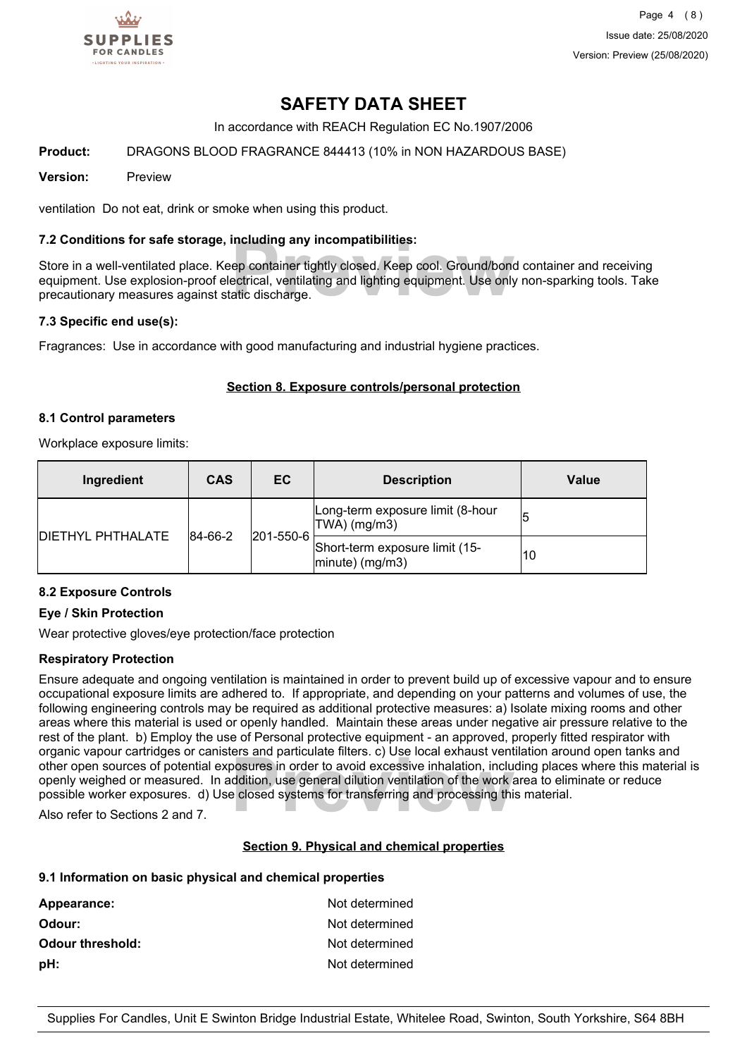ventilation Do not eat, drink or smoke when using this product.

### 7.2 Conditions for safe storage, including any incompatibilities:

Store in a well-ventilated place. Keep container tightly closed. Keep cool. Ground/bond container and receiving equipment. Use explosion-proof electrical, ventilating and lighting equipment. Use only non-sparking tools. Take precautionary measures against static discharge.

### 7.3 Specific end use(s):

Fragrances: Use in accordance with good manufacturing and industrial hygiene practices.

## Section 8. Exposure controls/personal protection

### 8.1 Control parameters

Workplace exposure limits:

| Ingredient | CAS | EC | Description | Value |
|---|---|---|---|---|
| DIETHYL PHTHALATE | 84-66-2 | 201-550-6 | Long-term exposure limit (8-hour TWA) (mg/m3) | 5 |
| | | | Short-term exposure limit (15-minute) (mg/m3) | 10 |

### 8.2 Exposure Controls

**Eye / Skin Protection**

Wear protective gloves/eye protection/face protection

**Respiratory Protection**

Ensure adequate and ongoing ventilation is maintained in order to prevent build up of excessive vapour and to ensure occupational exposure limits are adhered to. If appropriate, and depending on your patterns and volumes of use, the following engineering controls may be required as additional protective measures: a) Isolate mixing rooms and other areas where this material is used or openly handled. Maintain these areas under negative air pressure relative to the rest of the plant. b) Employ the use of Personal protective equipment - an approved, properly fitted respirator with organic vapour cartridges or canisters and particulate filters. c) Use local exhaust ventilation around open tanks and other open sources of potential exposures in order to avoid excessive inhalation, including places where this material is openly weighed or measured. In addition, use general dilution ventilation of the work area to eliminate or reduce possible worker exposures. d) Use closed systems for transferring and processing this material.

Also refer to Sections 2 and 7.

## Section 9. Physical and chemical properties

### 9.1 Information on basic physical and chemical properties

| | |
|---|---|
| **Appearance:** | Not determined |
| **Odour:** | Not determined |
| **Odour threshold:** | Not determined |
| **pH:** | Not determined |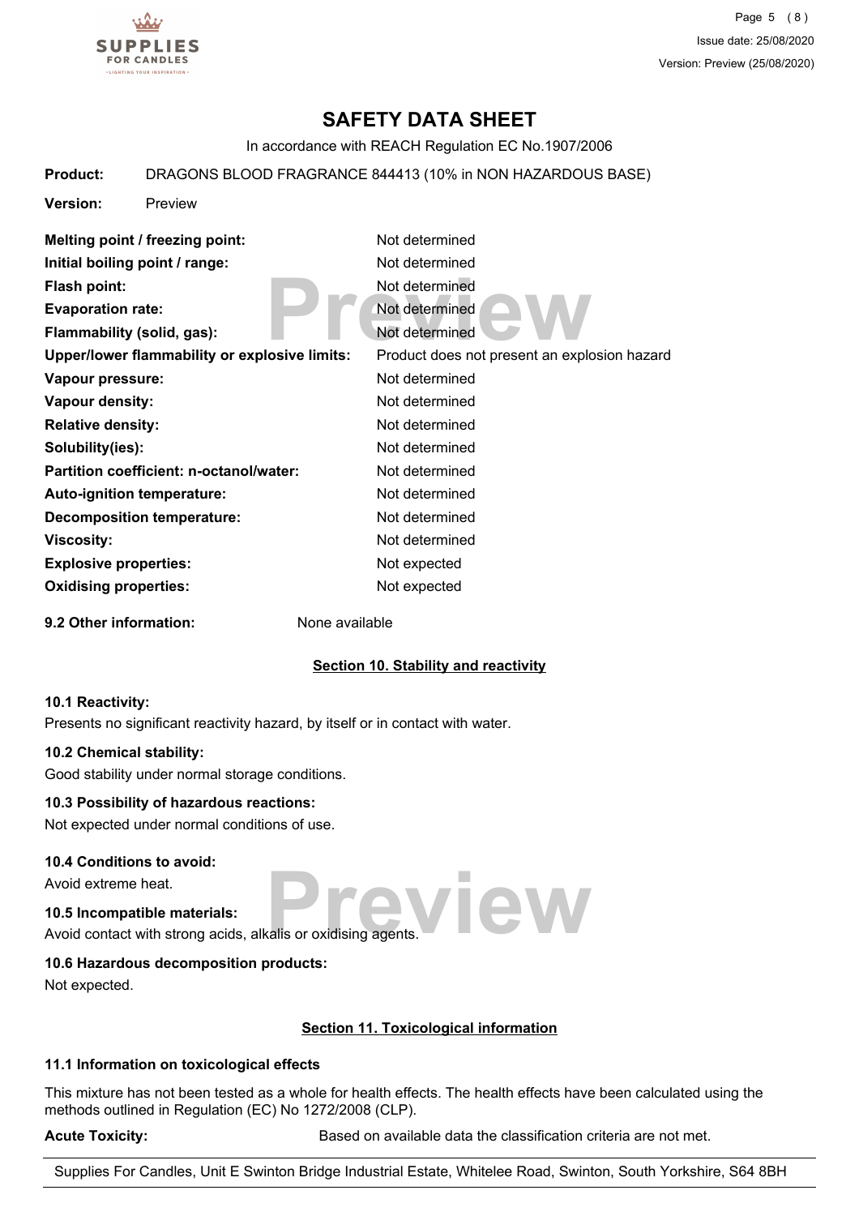# SAFETY DATA SHEET

In accordance with REACH Regulation EC No.1907/2006

**Product:** DRAGONS BLOOD FRAGRANCE 844413 (10% in NON HAZARDOUS BASE)

**Version:** Preview

| | |
|---|---|
| **Melting point / freezing point:** | Not determined |
| **Initial boiling point / range:** | Not determined |
| **Flash point:** | Not determined |
| **Evaporation rate:** | Not determined |
| **Flammability (solid, gas):** | Not determined |
| **Upper/lower flammability or explosive limits:** | Product does not present an explosion hazard |
| **Vapour pressure:** | Not determined |
| **Vapour density:** | Not determined |
| **Relative density:** | Not determined |
| **Solubility(ies):** | Not determined |
| **Partition coefficient: n-octanol/water:** | Not determined |
| **Auto-ignition temperature:** | Not determined |
| **Decomposition temperature:** | Not determined |
| **Viscosity:** | Not determined |
| **Explosive properties:** | Not expected |
| **Oxidising properties:** | Not expected |

**9.2 Other information:** None available

## Section 10. Stability and reactivity

**10.1 Reactivity:**

Presents no significant reactivity hazard, by itself or in contact with water.

**10.2 Chemical stability:**

Good stability under normal storage conditions.

**10.3 Possibility of hazardous reactions:**

Not expected under normal conditions of use.

**10.4 Conditions to avoid:**

Avoid extreme heat.

**10.5 Incompatible materials:**

Avoid contact with strong acids, alkalis or oxidising agents.

**10.6 Hazardous decomposition products:**

Not expected.

## Section 11. Toxicological information

**11.1 Information on toxicological effects**

This mixture has not been tested as a whole for health effects. The health effects have been calculated using the methods outlined in Regulation (EC) No 1272/2008 (CLP).

**Acute Toxicity:** Based on available data the classification criteria are not met.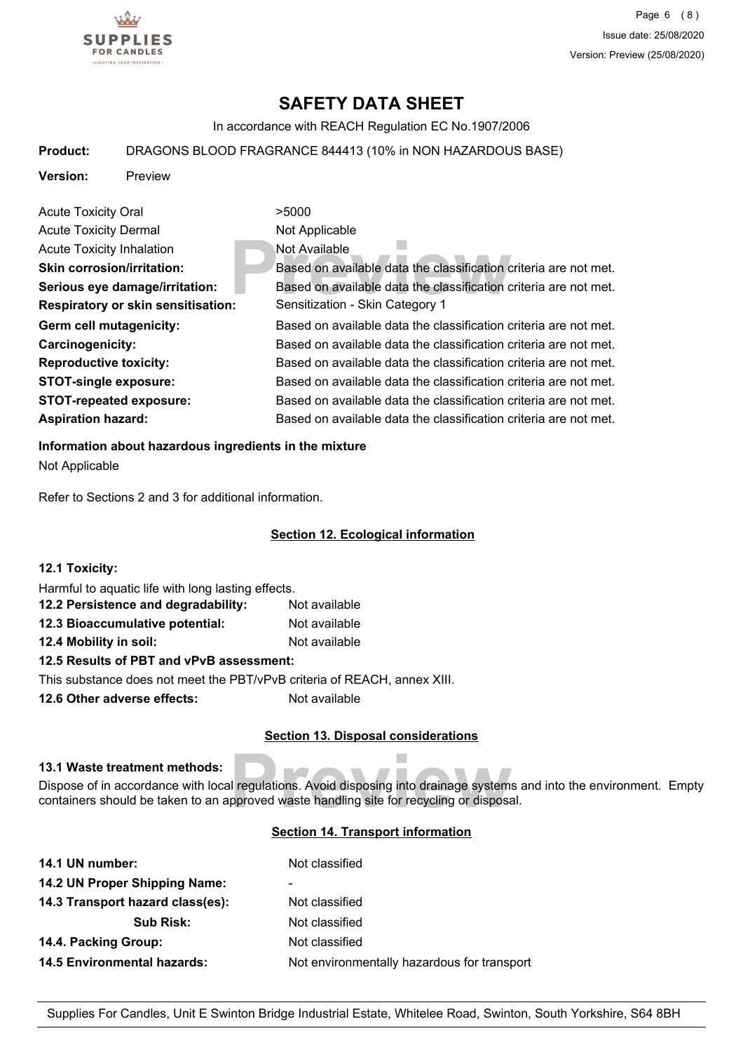# SAFETY DATA SHEET

In accordance with REACH Regulation EC No.1907/2006

**Product:** DRAGONS BLOOD FRAGRANCE 844413 (10% in NON HAZARDOUS BASE)

**Version:** Preview

| | |
|---|---|
| Acute Toxicity Oral | >5000 |
| Acute Toxicity Dermal | Not Applicable |
| Acute Toxicity Inhalation | Not Available |
| **Skin corrosion/irritation:** | Based on available data the classification criteria are not met. |
| **Serious eye damage/irritation:** | Based on available data the classification criteria are not met. |
| **Respiratory or skin sensitisation:** | Sensitization - Skin Category 1 |
| **Germ cell mutagenicity:** | Based on available data the classification criteria are not met. |
| **Carcinogenicity:** | Based on available data the classification criteria are not met. |
| **Reproductive toxicity:** | Based on available data the classification criteria are not met. |
| **STOT-single exposure:** | Based on available data the classification criteria are not met. |
| **STOT-repeated exposure:** | Based on available data the classification criteria are not met. |
| **Aspiration hazard:** | Based on available data the classification criteria are not met. |

**Information about hazardous ingredients in the mixture**

Not Applicable

Refer to Sections 2 and 3 for additional information.

## Section 12. Ecological information

**12.1 Toxicity:**

Harmful to aquatic life with long lasting effects.

**12.2 Persistence and degradability:** Not available

**12.3 Bioaccumulative potential:** Not available

**12.4 Mobility in soil:** Not available

**12.5 Results of PBT and vPvB assessment:**

This substance does not meet the PBT/vPvB criteria of REACH, annex XIII.

**12.6 Other adverse effects:** Not available

## Section 13. Disposal considerations

**13.1 Waste treatment methods:**

Dispose of in accordance with local regulations. Avoid disposing into drainage systems and into the environment. Empty containers should be taken to an approved waste handling site for recycling or disposal.

## Section 14. Transport information

| | |
|---|---|
| **14.1 UN number:** | Not classified |
| **14.2 UN Proper Shipping Name:** | - |
| **14.3 Transport hazard class(es):** | Not classified |
| **Sub Risk:** | Not classified |
| **14.4. Packing Group:** | Not classified |
| **14.5 Environmental hazards:** | Not environmentally hazardous for transport |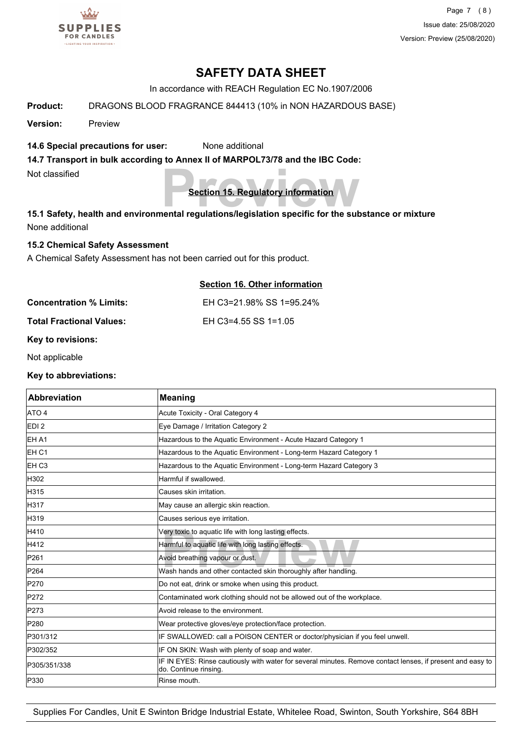# SAFETY DATA SHEET

In accordance with REACH Regulation EC No.1907/2006

**Product:** DRAGONS BLOOD FRAGRANCE 844413 (10% in NON HAZARDOUS BASE)

**Version:** Preview

**14.6 Special precautions for user:** None additional

**14.7 Transport in bulk according to Annex II of MARPOL73/78 and the IBC Code:**

Not classified

## Section 15. Regulatory information

**15.1 Safety, health and environmental regulations/legislation specific for the substance or mixture**

None additional

**15.2 Chemical Safety Assessment**

A Chemical Safety Assessment has not been carried out for this product.

## Section 16. Other information

**Concentration % Limits:** EH C3=21.98% SS 1=95.24%

**Total Fractional Values:** EH C3=4.55 SS 1=1.05

**Key to revisions:**

Not applicable

**Key to abbreviations:**

| Abbreviation | Meaning |
|---|---|
| ATO 4 | Acute Toxicity - Oral Category 4 |
| EDI 2 | Eye Damage / Irritation Category 2 |
| EH A1 | Hazardous to the Aquatic Environment - Acute Hazard Category 1 |
| EH C1 | Hazardous to the Aquatic Environment - Long-term Hazard Category 1 |
| EH C3 | Hazardous to the Aquatic Environment - Long-term Hazard Category 3 |
| H302 | Harmful if swallowed. |
| H315 | Causes skin irritation. |
| H317 | May cause an allergic skin reaction. |
| H319 | Causes serious eye irritation. |
| H410 | Very toxic to aquatic life with long lasting effects. |
| H412 | Harmful to aquatic life with long lasting effects. |
| P261 | Avoid breathing vapour or dust. |
| P264 | Wash hands and other contacted skin thoroughly after handling. |
| P270 | Do not eat, drink or smoke when using this product. |
| P272 | Contaminated work clothing should not be allowed out of the workplace. |
| P273 | Avoid release to the environment. |
| P280 | Wear protective gloves/eye protection/face protection. |
| P301/312 | IF SWALLOWED: call a POISON CENTER or doctor/physician if you feel unwell. |
| P302/352 | IF ON SKIN: Wash with plenty of soap and water. |
| P305/351/338 | IF IN EYES: Rinse cautiously with water for several minutes. Remove contact lenses, if present and easy to do. Continue rinsing. |
| P330 | Rinse mouth. |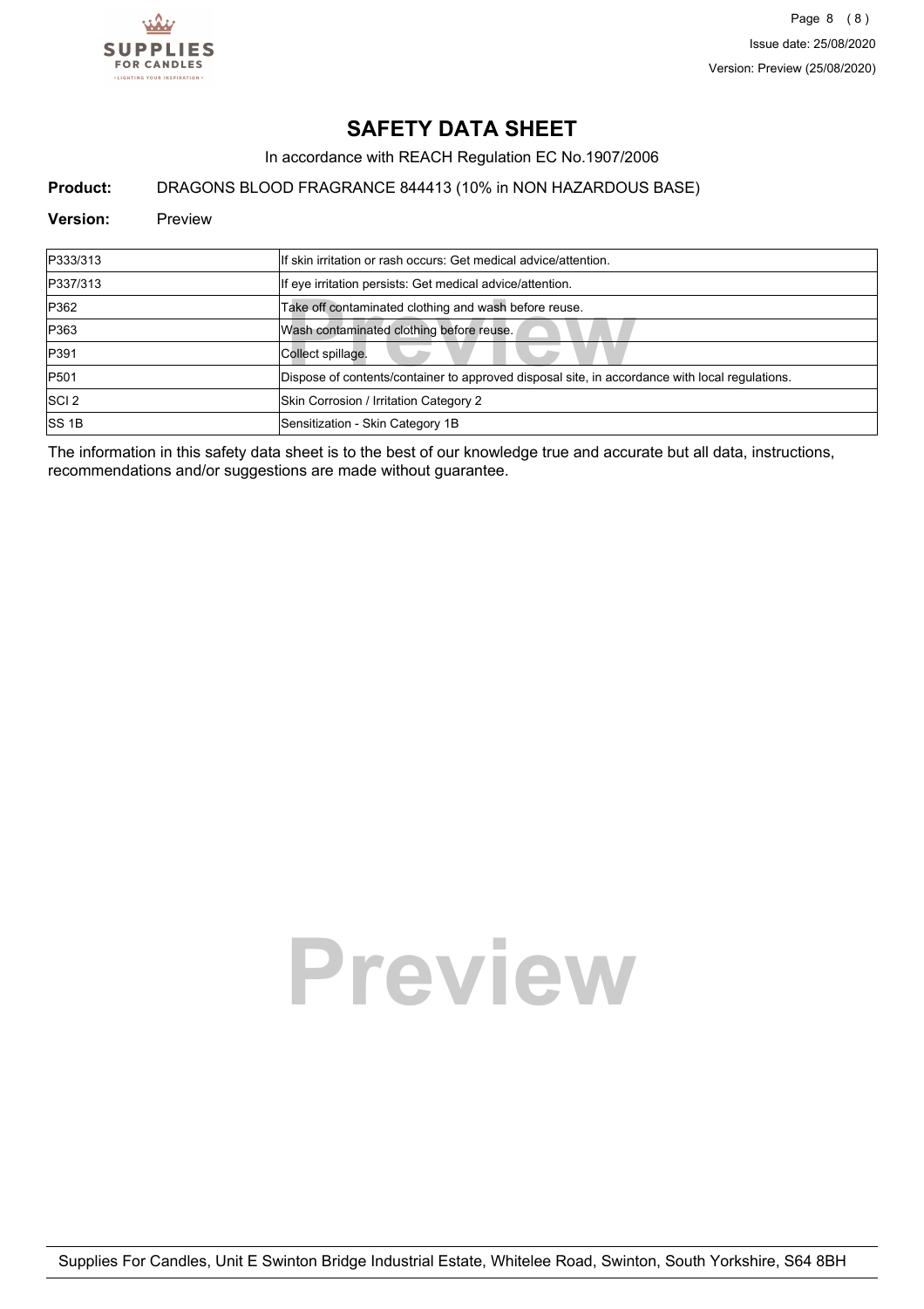# SAFETY DATA SHEET

In accordance with REACH Regulation EC No.1907/2006

**Product:** DRAGONS BLOOD FRAGRANCE 844413 (10% in NON HAZARDOUS BASE)

**Version:** Preview

| | |
|---|---|
| P333/313 | If skin irritation or rash occurs: Get medical advice/attention. |
| P337/313 | If eye irritation persists: Get medical advice/attention. |
| P362 | Take off contaminated clothing and wash before reuse. |
| P363 | Wash contaminated clothing before reuse. |
| P391 | Collect spillage. |
| P501 | Dispose of contents/container to approved disposal site, in accordance with local regulations. |
| SCI 2 | Skin Corrosion / Irritation Category 2 |
| SS 1B | Sensitization - Skin Category 1B |

The information in this safety data sheet is to the best of our knowledge true and accurate but all data, instructions, recommendations and/or suggestions are made without guarantee.